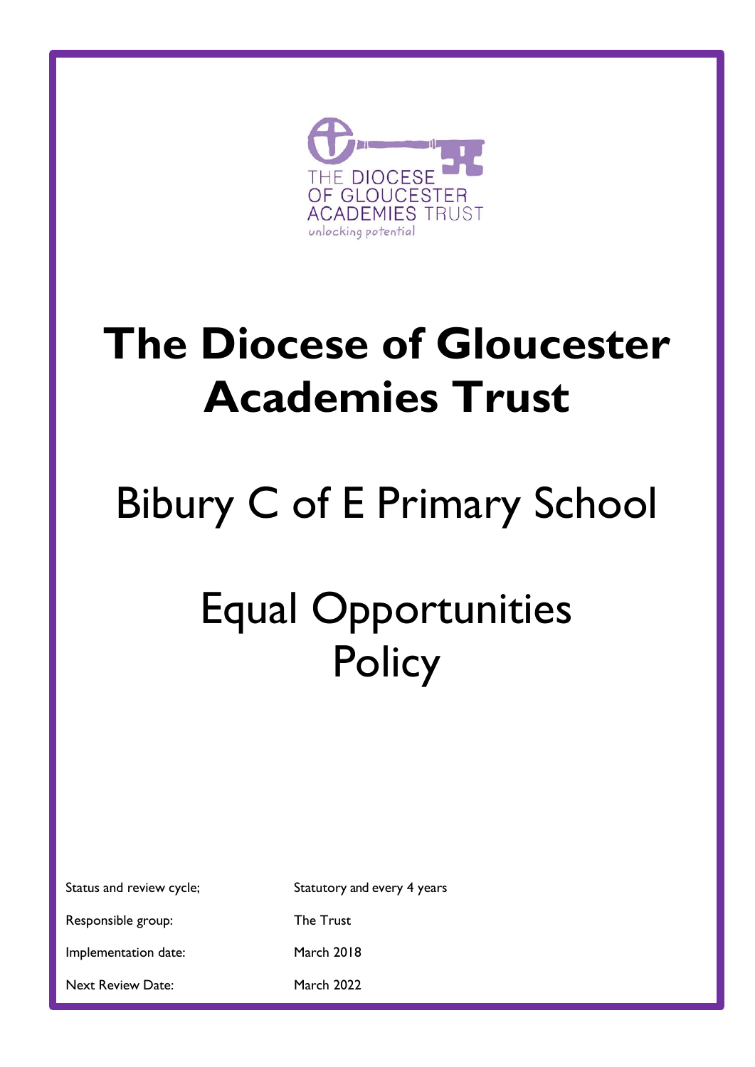THE DIOCESE OF GLOUCESTER ACADEMIES TRUST

unlocking potential

# The Diocese of Gloucester Academies Trust

## Bibury C of E Primary School

## Equal Opportunities Policy

| | |
|---|---|
| Status and review cycle; | Statutory and every 4 years |
| Responsible group: | The Trust |
| Implementation date: | March 2018 |
| Next Review Date: | March 2022 |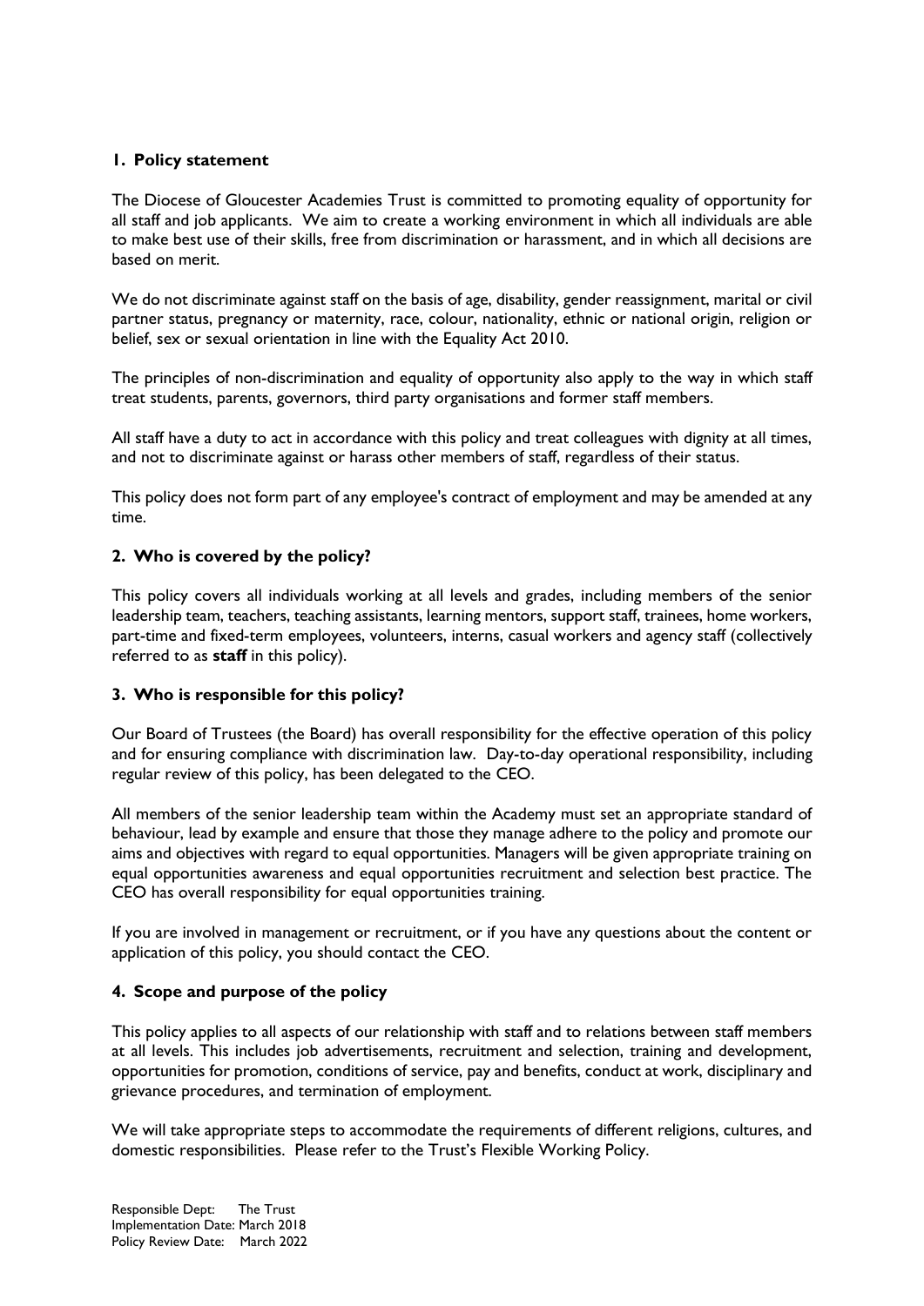## 1. Policy statement

The Diocese of Gloucester Academies Trust is committed to promoting equality of opportunity for all staff and job applicants. We aim to create a working environment in which all individuals are able to make best use of their skills, free from discrimination or harassment, and in which all decisions are based on merit.

We do not discriminate against staff on the basis of age, disability, gender reassignment, marital or civil partner status, pregnancy or maternity, race, colour, nationality, ethnic or national origin, religion or belief, sex or sexual orientation in line with the Equality Act 2010.

The principles of non-discrimination and equality of opportunity also apply to the way in which staff treat students, parents, governors, third party organisations and former staff members.

All staff have a duty to act in accordance with this policy and treat colleagues with dignity at all times, and not to discriminate against or harass other members of staff, regardless of their status.

This policy does not form part of any employee's contract of employment and may be amended at any time.

## 2. Who is covered by the policy?

This policy covers all individuals working at all levels and grades, including members of the senior leadership team, teachers, teaching assistants, learning mentors, support staff, trainees, home workers, part-time and fixed-term employees, volunteers, interns, casual workers and agency staff (collectively referred to as **staff** in this policy).

## 3. Who is responsible for this policy?

Our Board of Trustees (the Board) has overall responsibility for the effective operation of this policy and for ensuring compliance with discrimination law. Day-to-day operational responsibility, including regular review of this policy, has been delegated to the CEO.

All members of the senior leadership team within the Academy must set an appropriate standard of behaviour, lead by example and ensure that those they manage adhere to the policy and promote our aims and objectives with regard to equal opportunities. Managers will be given appropriate training on equal opportunities awareness and equal opportunities recruitment and selection best practice. The CEO has overall responsibility for equal opportunities training.

If you are involved in management or recruitment, or if you have any questions about the content or application of this policy, you should contact the CEO.

## 4. Scope and purpose of the policy

This policy applies to all aspects of our relationship with staff and to relations between staff members at all levels. This includes job advertisements, recruitment and selection, training and development, opportunities for promotion, conditions of service, pay and benefits, conduct at work, disciplinary and grievance procedures, and termination of employment.

We will take appropriate steps to accommodate the requirements of different religions, cultures, and domestic responsibilities. Please refer to the Trust's Flexible Working Policy.

Responsible Dept: The Trust
Implementation Date: March 2018
Policy Review Date: March 2022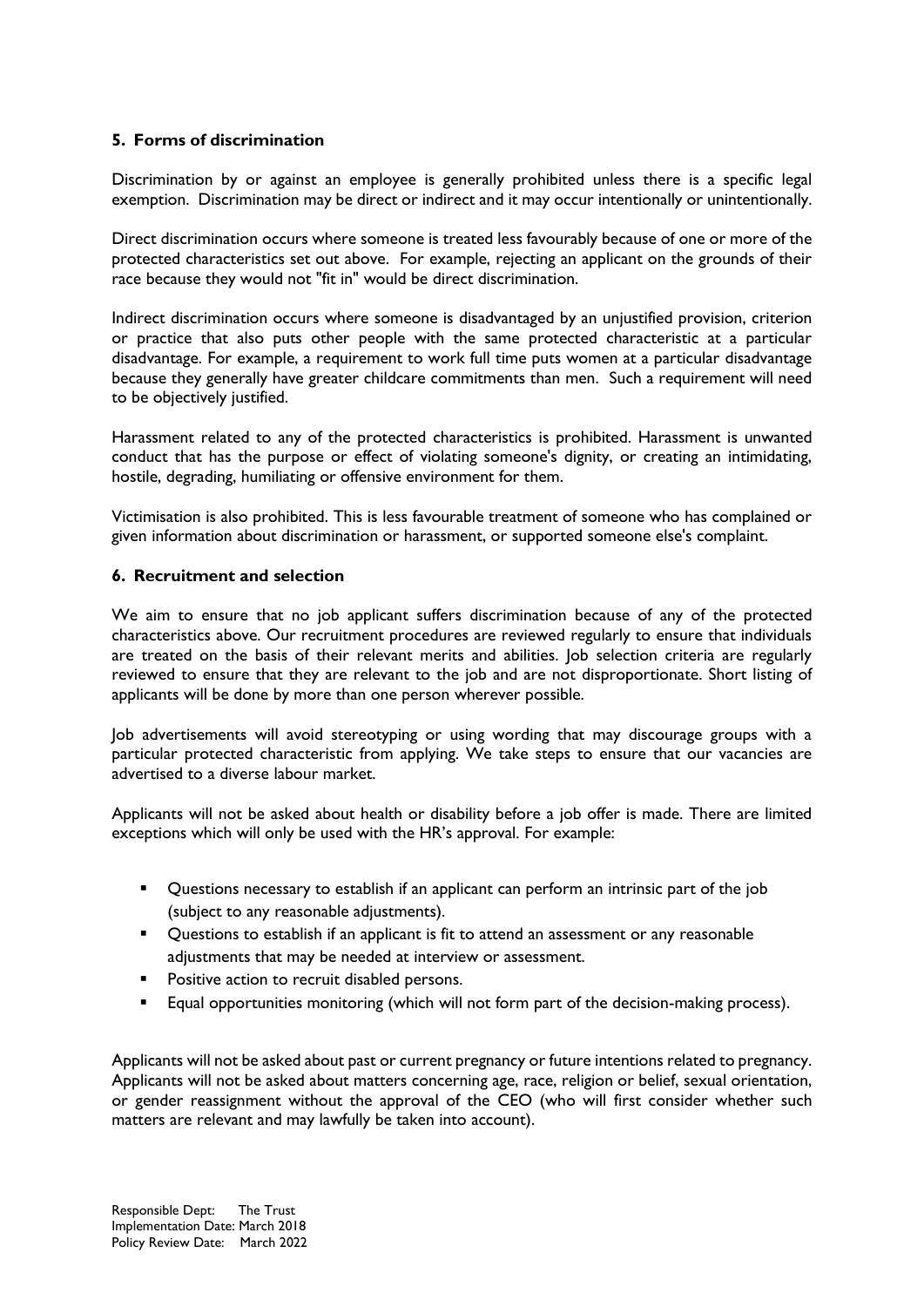## 5. Forms of discrimination

Discrimination by or against an employee is generally prohibited unless there is a specific legal exemption. Discrimination may be direct or indirect and it may occur intentionally or unintentionally.

Direct discrimination occurs where someone is treated less favourably because of one or more of the protected characteristics set out above. For example, rejecting an applicant on the grounds of their race because they would not "fit in" would be direct discrimination.

Indirect discrimination occurs where someone is disadvantaged by an unjustified provision, criterion or practice that also puts other people with the same protected characteristic at a particular disadvantage. For example, a requirement to work full time puts women at a particular disadvantage because they generally have greater childcare commitments than men. Such a requirement will need to be objectively justified.

Harassment related to any of the protected characteristics is prohibited. Harassment is unwanted conduct that has the purpose or effect of violating someone's dignity, or creating an intimidating, hostile, degrading, humiliating or offensive environment for them.

Victimisation is also prohibited. This is less favourable treatment of someone who has complained or given information about discrimination or harassment, or supported someone else's complaint.

## 6. Recruitment and selection

We aim to ensure that no job applicant suffers discrimination because of any of the protected characteristics above. Our recruitment procedures are reviewed regularly to ensure that individuals are treated on the basis of their relevant merits and abilities. Job selection criteria are regularly reviewed to ensure that they are relevant to the job and are not disproportionate. Short listing of applicants will be done by more than one person wherever possible.

Job advertisements will avoid stereotyping or using wording that may discourage groups with a particular protected characteristic from applying. We take steps to ensure that our vacancies are advertised to a diverse labour market.

Applicants will not be asked about health or disability before a job offer is made. There are limited exceptions which will only be used with the HR's approval. For example:

- Questions necessary to establish if an applicant can perform an intrinsic part of the job (subject to any reasonable adjustments).
- Questions to establish if an applicant is fit to attend an assessment or any reasonable adjustments that may be needed at interview or assessment.
- Positive action to recruit disabled persons.
- Equal opportunities monitoring (which will not form part of the decision-making process).

Applicants will not be asked about past or current pregnancy or future intentions related to pregnancy. Applicants will not be asked about matters concerning age, race, religion or belief, sexual orientation, or gender reassignment without the approval of the CEO (who will first consider whether such matters are relevant and may lawfully be taken into account).

Responsible Dept: The Trust
Implementation Date: March 2018
Policy Review Date: March 2022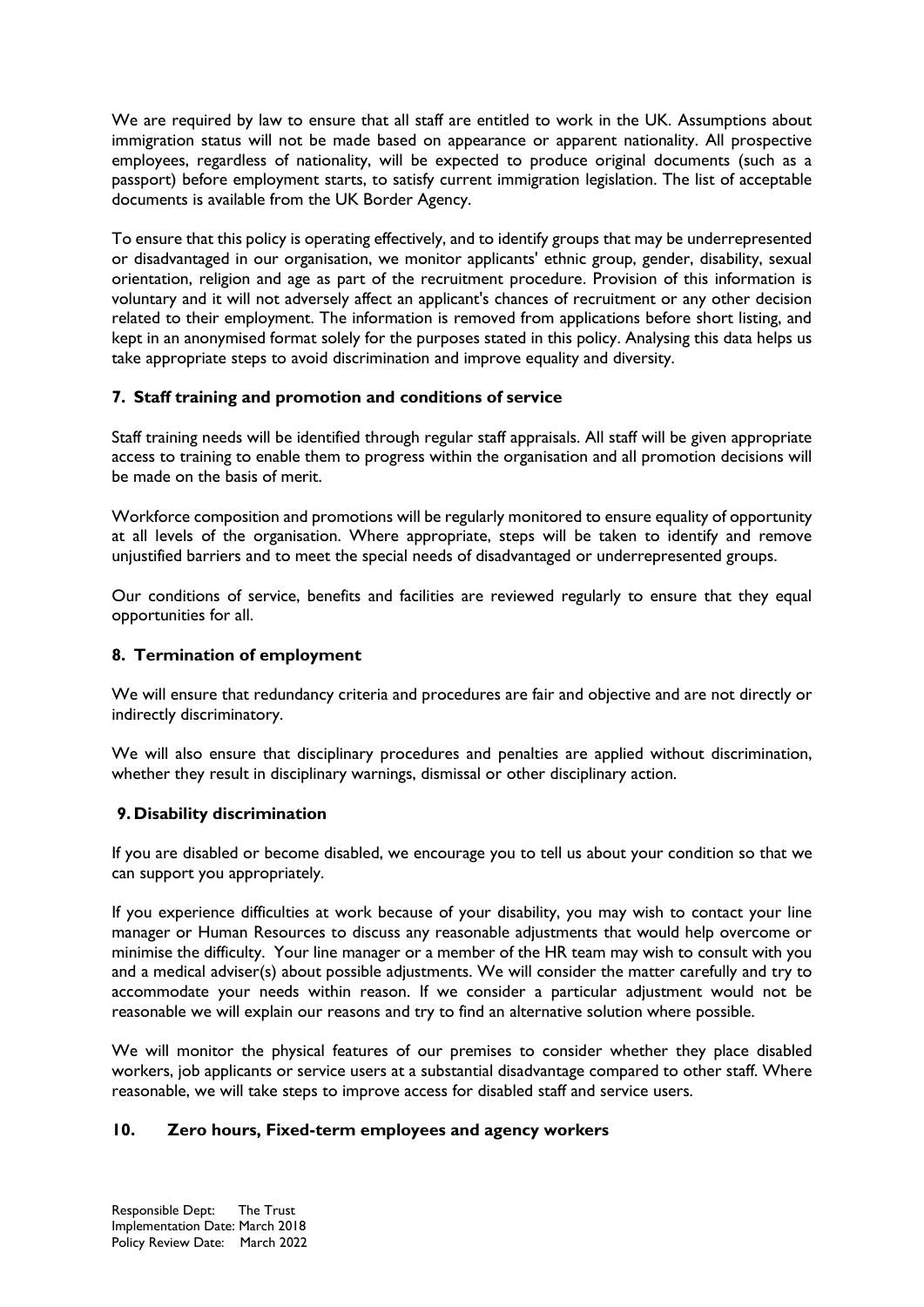We are required by law to ensure that all staff are entitled to work in the UK. Assumptions about immigration status will not be made based on appearance or apparent nationality. All prospective employees, regardless of nationality, will be expected to produce original documents (such as a passport) before employment starts, to satisfy current immigration legislation. The list of acceptable documents is available from the UK Border Agency.

To ensure that this policy is operating effectively, and to identify groups that may be underrepresented or disadvantaged in our organisation, we monitor applicants' ethnic group, gender, disability, sexual orientation, religion and age as part of the recruitment procedure. Provision of this information is voluntary and it will not adversely affect an applicant's chances of recruitment or any other decision related to their employment. The information is removed from applications before short listing, and kept in an anonymised format solely for the purposes stated in this policy. Analysing this data helps us take appropriate steps to avoid discrimination and improve equality and diversity.

## 7. Staff training and promotion and conditions of service

Staff training needs will be identified through regular staff appraisals. All staff will be given appropriate access to training to enable them to progress within the organisation and all promotion decisions will be made on the basis of merit.

Workforce composition and promotions will be regularly monitored to ensure equality of opportunity at all levels of the organisation. Where appropriate, steps will be taken to identify and remove unjustified barriers and to meet the special needs of disadvantaged or underrepresented groups.

Our conditions of service, benefits and facilities are reviewed regularly to ensure that they equal opportunities for all.

## 8. Termination of employment

We will ensure that redundancy criteria and procedures are fair and objective and are not directly or indirectly discriminatory.

We will also ensure that disciplinary procedures and penalties are applied without discrimination, whether they result in disciplinary warnings, dismissal or other disciplinary action.

## 9. Disability discrimination

If you are disabled or become disabled, we encourage you to tell us about your condition so that we can support you appropriately.

If you experience difficulties at work because of your disability, you may wish to contact your line manager or Human Resources to discuss any reasonable adjustments that would help overcome or minimise the difficulty. Your line manager or a member of the HR team may wish to consult with you and a medical adviser(s) about possible adjustments. We will consider the matter carefully and try to accommodate your needs within reason. If we consider a particular adjustment would not be reasonable we will explain our reasons and try to find an alternative solution where possible.

We will monitor the physical features of our premises to consider whether they place disabled workers, job applicants or service users at a substantial disadvantage compared to other staff. Where reasonable, we will take steps to improve access for disabled staff and service users.

## 10. Zero hours, Fixed-term employees and agency workers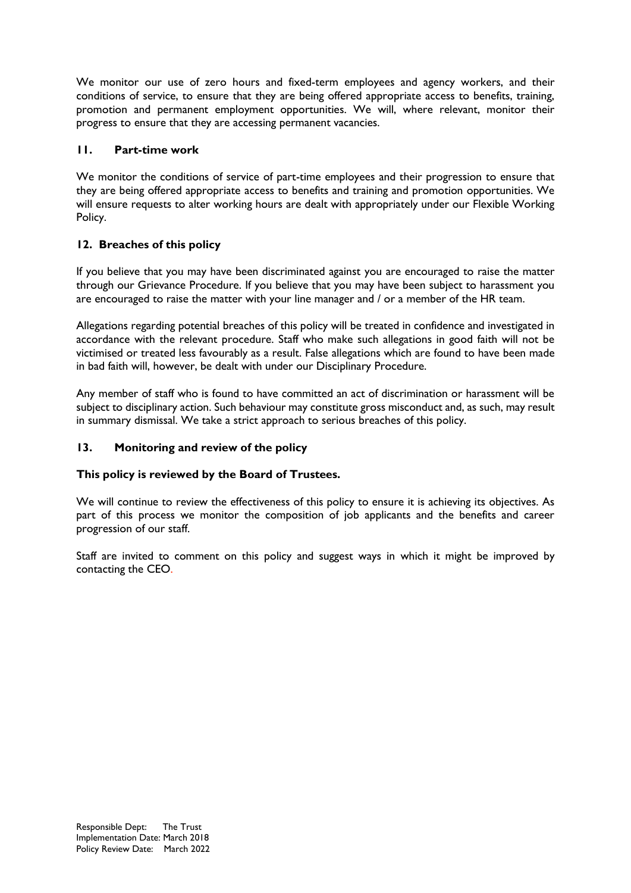We monitor our use of zero hours and fixed-term employees and agency workers, and their conditions of service, to ensure that they are being offered appropriate access to benefits, training, promotion and permanent employment opportunities. We will, where relevant, monitor their progress to ensure that they are accessing permanent vacancies.

## 11. Part-time work

We monitor the conditions of service of part-time employees and their progression to ensure that they are being offered appropriate access to benefits and training and promotion opportunities. We will ensure requests to alter working hours are dealt with appropriately under our Flexible Working Policy.

## 12. Breaches of this policy

If you believe that you may have been discriminated against you are encouraged to raise the matter through our Grievance Procedure. If you believe that you may have been subject to harassment you are encouraged to raise the matter with your line manager and / or a member of the HR team.

Allegations regarding potential breaches of this policy will be treated in confidence and investigated in accordance with the relevant procedure. Staff who make such allegations in good faith will not be victimised or treated less favourably as a result. False allegations which are found to have been made in bad faith will, however, be dealt with under our Disciplinary Procedure.

Any member of staff who is found to have committed an act of discrimination or harassment will be subject to disciplinary action. Such behaviour may constitute gross misconduct and, as such, may result in summary dismissal. We take a strict approach to serious breaches of this policy.

## 13. Monitoring and review of the policy

**This policy is reviewed by the Board of Trustees.**

We will continue to review the effectiveness of this policy to ensure it is achieving its objectives. As part of this process we monitor the composition of job applicants and the benefits and career progression of our staff.

Staff are invited to comment on this policy and suggest ways in which it might be improved by contacting the CEO.

Responsible Dept: The Trust
Implementation Date: March 2018
Policy Review Date: March 2022